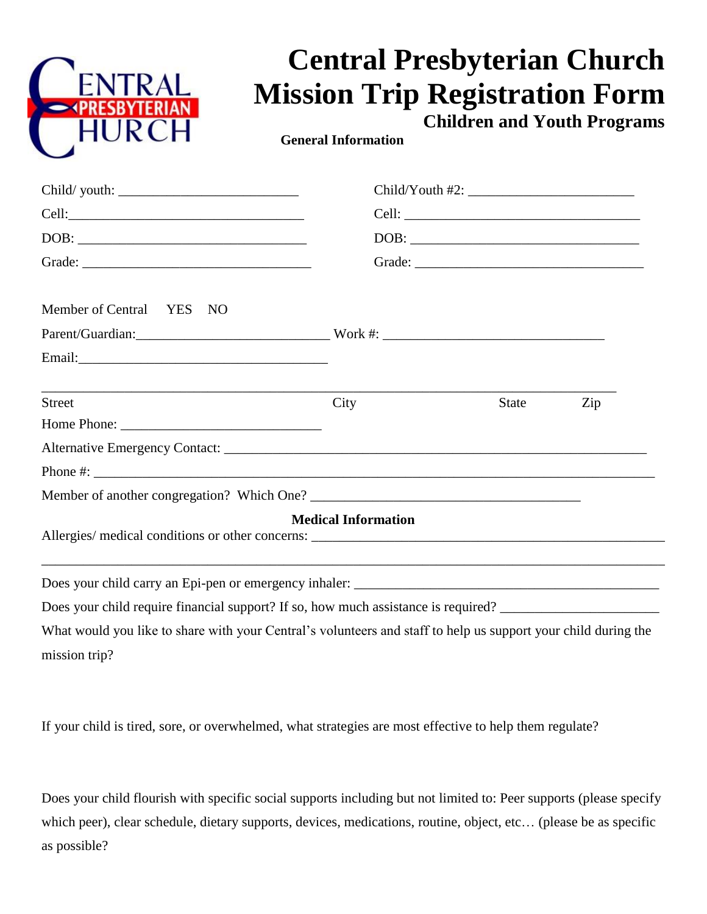# Central Presbyterian Church Mission Trip Registration Form

### Children and Youth Programs

**General Information**

Child/ youth: ___________________________ Child/Youth #2: ________________________

Cell:___________________________________ Cell: ___________________________________

DOB: __________________________________ DOB: __________________________________

Grade: _________________________________ Grade: _________________________________

Member of Central YES NO

Parent/Guardian:____________________________ Work #: _______________________________

Email:_____________________________________

_____________________________________________________________________________________

Street City State Zip

Home Phone: ____________________________

Alternative Emergency Contact: _____________________________________________________________

Phone #: ___________________________________________________________________________________

Member of another congregation? Which One? ________________________________________

**Medical Information**

Allergies/ medical conditions or other concerns: _________________________________________________

_____________________________________________________________________________________

Does your child carry an Epi-pen or emergency inhaler: __________________________________________

Does your child require financial support? If so, how much assistance is required? ____________________

What would you like to share with your Central's volunteers and staff to help us support your child during the mission trip?

If your child is tired, sore, or overwhelmed, what strategies are most effective to help them regulate?

Does your child flourish with specific social supports including but not limited to: Peer supports (please specify which peer), clear schedule, dietary supports, devices, medications, routine, object, etc… (please be as specific as possible?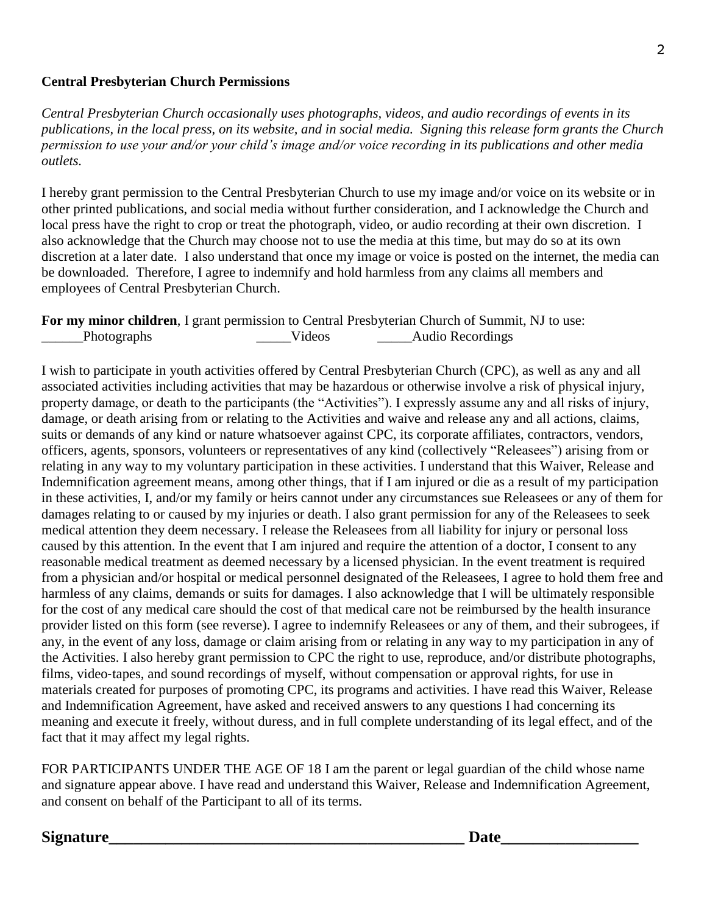**Central Presbyterian Church Permissions**

*Central Presbyterian Church occasionally uses photographs, videos, and audio recordings of events in its publications, in the local press, on its website, and in social media. Signing this release form grants the Church permission to use your and/or your child's image and/or voice recording in its publications and other media outlets.*

I hereby grant permission to the Central Presbyterian Church to use my image and/or voice on its website or in other printed publications, and social media without further consideration, and I acknowledge the Church and local press have the right to crop or treat the photograph, video, or audio recording at their own discretion. I also acknowledge that the Church may choose not to use the media at this time, but may do so at its own discretion at a later date. I also understand that once my image or voice is posted on the internet, the media can be downloaded. Therefore, I agree to indemnify and hold harmless from any claims all members and employees of Central Presbyterian Church.

**For my minor children**, I grant permission to Central Presbyterian Church of Summit, NJ to use:
______Photographs _____Videos _____Audio Recordings

I wish to participate in youth activities offered by Central Presbyterian Church (CPC), as well as any and all associated activities including activities that may be hazardous or otherwise involve a risk of physical injury, property damage, or death to the participants (the "Activities"). I expressly assume any and all risks of injury, damage, or death arising from or relating to the Activities and waive and release any and all actions, claims, suits or demands of any kind or nature whatsoever against CPC, its corporate affiliates, contractors, vendors, officers, agents, sponsors, volunteers or representatives of any kind (collectively "Releasees") arising from or relating in any way to my voluntary participation in these activities. I understand that this Waiver, Release and Indemnification agreement means, among other things, that if I am injured or die as a result of my participation in these activities, I, and/or my family or heirs cannot under any circumstances sue Releasees or any of them for damages relating to or caused by my injuries or death. I also grant permission for any of the Releasees to seek medical attention they deem necessary. I release the Releasees from all liability for injury or personal loss caused by this attention. In the event that I am injured and require the attention of a doctor, I consent to any reasonable medical treatment as deemed necessary by a licensed physician. In the event treatment is required from a physician and/or hospital or medical personnel designated of the Releasees, I agree to hold them free and harmless of any claims, demands or suits for damages. I also acknowledge that I will be ultimately responsible for the cost of any medical care should the cost of that medical care not be reimbursed by the health insurance provider listed on this form (see reverse). I agree to indemnify Releasees or any of them, and their subrogees, if any, in the event of any loss, damage or claim arising from or relating in any way to my participation in any of the Activities. I also hereby grant permission to CPC the right to use, reproduce, and/or distribute photographs, films, video-tapes, and sound recordings of myself, without compensation or approval rights, for use in materials created for purposes of promoting CPC, its programs and activities. I have read this Waiver, Release and Indemnification Agreement, have asked and received answers to any questions I had concerning its meaning and execute it freely, without duress, and in full complete understanding of its legal effect, and of the fact that it may affect my legal rights.

FOR PARTICIPANTS UNDER THE AGE OF 18 I am the parent or legal guardian of the child whose name and signature appear above. I have read and understand this Waiver, Release and Indemnification Agreement, and consent on behalf of the Participant to all of its terms.

**Signature_____________________________________________ Date_________________**